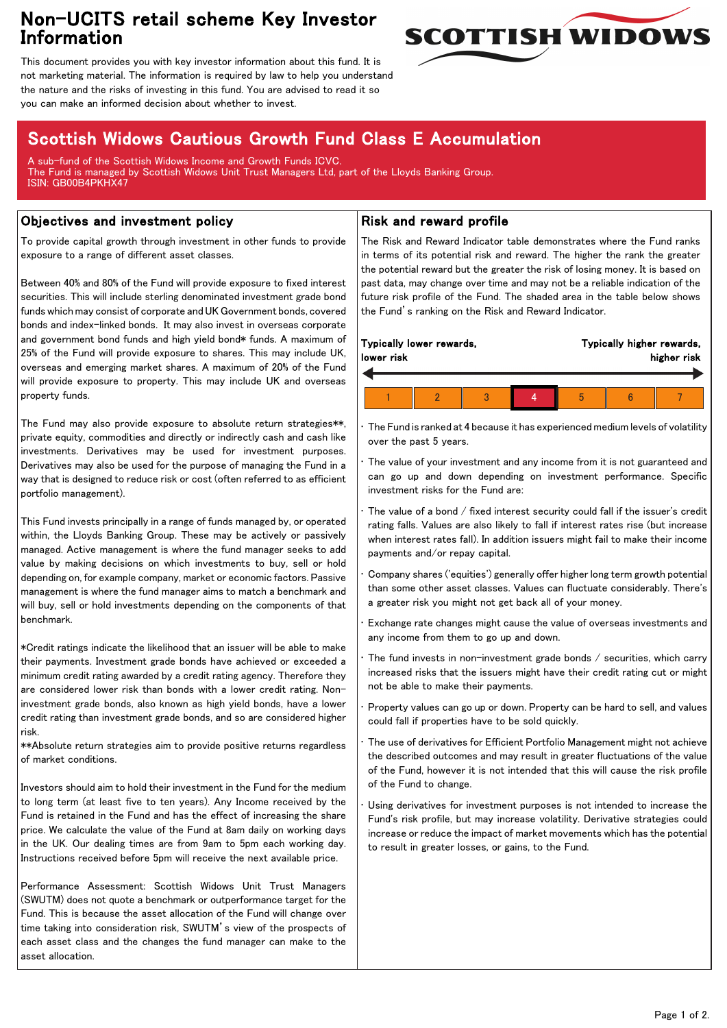# Non-UCITS retail scheme Key Investor Information

This document provides you with key investor information about this fund. It is not marketing material. The information is required by law to help you understand the nature and the risks of investing in this fund. You are advised to read it so you can make an informed decision about whether to invest.

## Scottish Widows Cautious Growth Fund Class E Accumulation

A sub-fund of the Scottish Widows Income and Growth Funds ICVC.
The Fund is managed by Scottish Widows Unit Trust Managers Ltd, part of the Lloyds Banking Group.
ISIN: GB00B4PKHX47

### Objectives and investment policy

To provide capital growth through investment in other funds to provide exposure to a range of different asset classes.

Between 40% and 80% of the Fund will provide exposure to fixed interest securities. This will include sterling denominated investment grade bond funds which may consist of corporate and UK Government bonds, covered bonds and index-linked bonds. It may also invest in overseas corporate and government bond funds and high yield bond* funds. A maximum of 25% of the Fund will provide exposure to shares. This may include UK, overseas and emerging market shares. A maximum of 20% of the Fund will provide exposure to property. This may include UK and overseas property funds.

The Fund may also provide exposure to absolute return strategies**, private equity, commodities and directly or indirectly cash and cash like investments. Derivatives may be used for investment purposes. Derivatives may also be used for the purpose of managing the Fund in a way that is designed to reduce risk or cost (often referred to as efficient portfolio management).

This Fund invests principally in a range of funds managed by, or operated within, the Lloyds Banking Group. These may be actively or passively managed. Active management is where the fund manager seeks to add value by making decisions on which investments to buy, sell or hold depending on, for example company, market or economic factors. Passive management is where the fund manager aims to match a benchmark and will buy, sell or hold investments depending on the components of that benchmark.

*Credit ratings indicate the likelihood that an issuer will be able to make their payments. Investment grade bonds have achieved or exceeded a minimum credit rating awarded by a credit rating agency. Therefore they are considered lower risk than bonds with a lower credit rating. Non-investment grade bonds, also known as high yield bonds, have a lower credit rating than investment grade bonds, and so are considered higher risk.
**Absolute return strategies aim to provide positive returns regardless of market conditions.

Investors should aim to hold their investment in the Fund for the medium to long term (at least five to ten years). Any Income received by the Fund is retained in the Fund and has the effect of increasing the share price. We calculate the value of the Fund at 8am daily on working days in the UK. Our dealing times are from 9am to 5pm each working day. Instructions received before 5pm will receive the next available price.

Performance Assessment: Scottish Widows Unit Trust Managers (SWUTM) does not quote a benchmark or outperformance target for the Fund. This is because the asset allocation of the Fund will change over time taking into consideration risk, SWUTM's view of the prospects of each asset class and the changes the fund manager can make to the asset allocation.

### Risk and reward profile

The Risk and Reward Indicator table demonstrates where the Fund ranks in terms of its potential risk and reward. The higher the rank the greater the potential reward but the greater the risk of losing money. It is based on past data, may change over time and may not be a reliable indication of the future risk profile of the Fund. The shaded area in the table below shows the Fund's ranking on the Risk and Reward Indicator.

**Typically lower rewards, lower risk** ← → **Typically higher rewards, higher risk**

| 1 | 2 | 3 | **4** | 5 | 6 | 7 |
|---|---|---|---|---|---|---|

- The Fund is ranked at 4 because it has experienced medium levels of volatility over the past 5 years.
- The value of your investment and any income from it is not guaranteed and can go up and down depending on investment performance. Specific investment risks for the Fund are:
- The value of a bond / fixed interest security could fall if the issuer's credit rating falls. Values are also likely to fall if interest rates rise (but increase when interest rates fall). In addition issuers might fail to make their income payments and/or repay capital.
- Company shares ('equities') generally offer higher long term growth potential than some other asset classes. Values can fluctuate considerably. There's a greater risk you might not get back all of your money.
- Exchange rate changes might cause the value of overseas investments and any income from them to go up and down.
- The fund invests in non-investment grade bonds / securities, which carry increased risks that the issuers might have their credit rating cut or might not be able to make their payments.
- Property values can go up or down. Property can be hard to sell, and values could fall if properties have to be sold quickly.
- The use of derivatives for Efficient Portfolio Management might not achieve the described outcomes and may result in greater fluctuations of the value of the Fund, however it is not intended that this will cause the risk profile of the Fund to change.
- Using derivatives for investment purposes is not intended to increase the Fund's risk profile, but may increase volatility. Derivative strategies could increase or reduce the impact of market movements which has the potential to result in greater losses, or gains, to the Fund.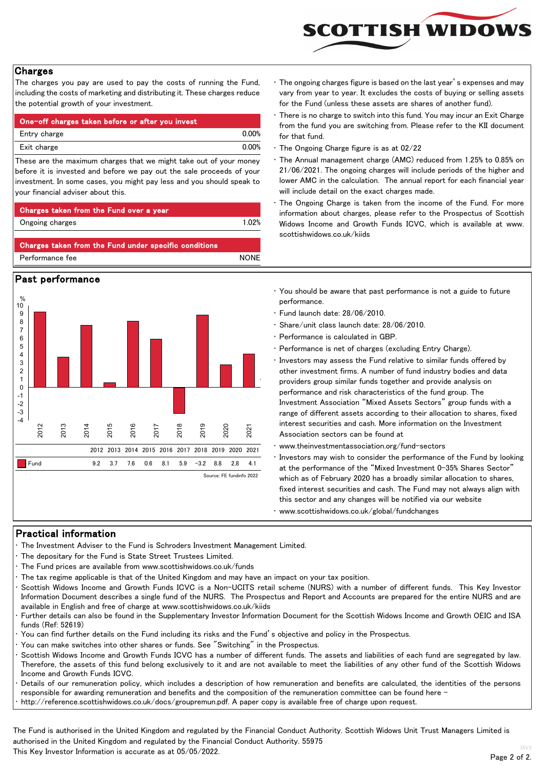## Charges

The charges you pay are used to pay the costs of running the Fund, including the costs of marketing and distributing it. These charges reduce the potential growth of your investment.

| One-off charges taken before or after you invest | |
|---|---|
| Entry charge | 0.00% |
| Exit charge | 0.00% |

These are the maximum charges that we might take out of your money before it is invested and before we pay out the sale proceeds of your investment. In some cases, you might pay less and you should speak to your financial adviser about this.

| Charges taken from the Fund over a year | |
|---|---|
| Ongoing charges | 1.02% |

| Charges taken from the Fund under specific conditions | |
|---|---|
| Performance fee | NONE |

- The ongoing charges figure is based on the last year's expenses and may vary from year to year. It excludes the costs of buying or selling assets for the Fund (unless these assets are shares of another fund).
- There is no charge to switch into this fund. You may incur an Exit Charge from the fund you are switching from. Please refer to the KII document for that fund.
- The Ongoing Charge figure is as at 02/22
- The Annual management charge (AMC) reduced from 1.25% to 0.85% on 21/06/2021. The ongoing charges will include periods of the higher and lower AMC in the calculation. The annual report for each financial year will include detail on the exact charges made.
- The Ongoing Charge is taken from the income of the Fund. For more information about charges, please refer to the Prospectus of Scottish Widows Income and Growth Funds ICVC, which is available at www.scottishwidows.co.uk/kiids

## Past performance

%
10
9
8
7
6
5
4
3
2
1
0
-1
-2
-3
-4

2012 2013 2014 2015 2016 2017 2018 2019 2020 2021

| | 2012 | 2013 | 2014 | 2015 | 2016 | 2017 | 2018 | 2019 | 2020 | 2021 |
|---|---|---|---|---|---|---|---|---|---|---|
| Fund | 9.2 | 3.7 | 7.6 | 0.6 | 8.1 | 5.9 | −3.2 | 8.8 | 2.8 | 4.1 |

Source: FE fundinfo 2022

- You should be aware that past performance is not a guide to future performance.
- Fund launch date: 28/06/2010.
- Share/unit class launch date: 28/06/2010.
- Performance is calculated in GBP.
- Performance is net of charges (excluding Entry Charge).
- Investors may assess the Fund relative to similar funds offered by other investment firms. A number of fund industry bodies and data providers group similar funds together and provide analysis on performance and risk characteristics of the fund group. The Investment Association "Mixed Assets Sectors" group funds with a range of different assets according to their allocation to shares, fixed interest securities and cash. More information on the Investment Association sectors can be found at
- www.theinvestmentassociation.org/fund-sectors
- Investors may wish to consider the performance of the Fund by looking at the performance of the "Mixed Investment 0-35% Shares Sector" which as of February 2020 has a broadly similar allocation to shares, fixed interest securities and cash. The Fund may not always align with this sector and any changes will be notified via our website
- www.scottishwidows.co.uk/global/fundchanges

## Practical information

- The Investment Adviser to the Fund is Schroders Investment Management Limited.
- The depositary for the Fund is State Street Trustees Limited.
- The Fund prices are available from www.scottishwidows.co.uk/funds
- The tax regime applicable is that of the United Kingdom and may have an impact on your tax position.
- Scottish Widows Income and Growth Funds ICVC is a Non-UCITS retail scheme (NURS) with a number of different funds. This Key Investor Information Document describes a single fund of the NURS. The Prospectus and Report and Accounts are prepared for the entire NURS and are available in English and free of charge at www.scottishwidows.co.uk/kiids
- Further details can also be found in the Supplementary Investor Information Document for the Scottish Widows Income and Growth OEIC and ISA funds (Ref: 52619)
- You can find further details on the Fund including its risks and the Fund's objective and policy in the Prospectus.
- You can make switches into other shares or funds. See "Switching" in the Prospectus.
- Scottish Widows Income and Growth Funds ICVC has a number of different funds. The assets and liabilities of each fund are segregated by law. Therefore, the assets of this fund belong exclusively to it and are not available to meet the liabilities of any other fund of the Scottish Widows Income and Growth Funds ICVC.
- Details of our remuneration policy, which includes a description of how remuneration and benefits are calculated, the identities of the persons responsible for awarding remuneration and benefits and the composition of the remuneration committee can be found here –
- http://reference.scottishwidows.co.uk/docs/groupremun.pdf. A paper copy is available free of charge upon request.

The Fund is authorised in the United Kingdom and regulated by the Financial Conduct Authority. Scottish Widows Unit Trust Managers Limited is authorised in the United Kingdom and regulated by the Financial Conduct Authority. 55975
This Key Investor Information is accurate as at 05/05/2022.